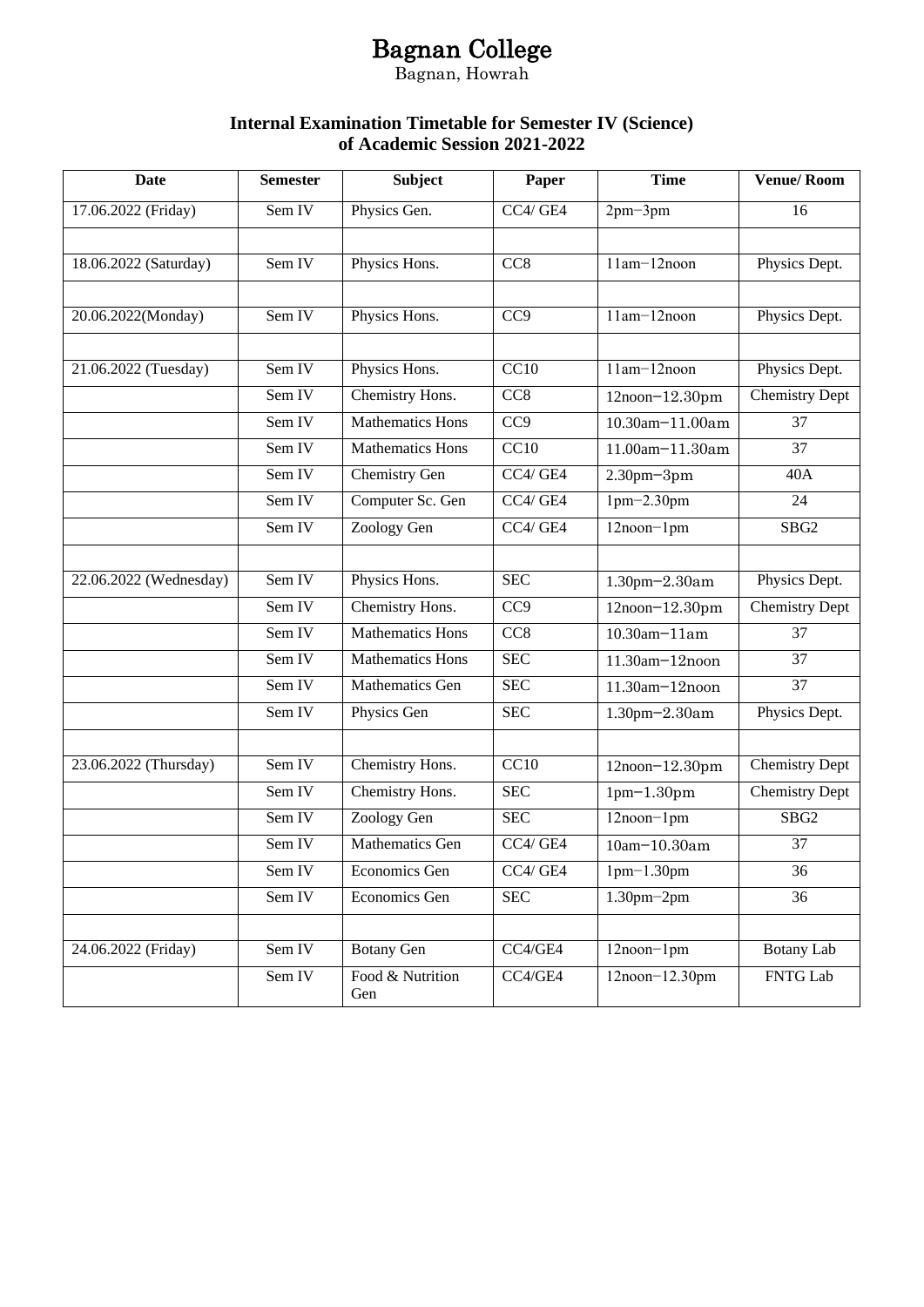# Bagnan College

Bagnan, Howrah

## Internal Examination Timetable for Semester IV (Science) of Academic Session 2021-2022

| Date | Semester | Subject | Paper | Time | Venue/ Room |
|---|---|---|---|---|---|
| 17.06.2022 (Friday) | Sem IV | Physics Gen. | CC4/ GE4 | 2pm−3pm | 16 |
| | | | | | |
| 18.06.2022 (Saturday) | Sem IV | Physics Hons. | CC8 | 11am−12noon | Physics Dept. |
| | | | | | |
| 20.06.2022(Monday) | Sem IV | Physics Hons. | CC9 | 11am−12noon | Physics Dept. |
| | | | | | |
| 21.06.2022 (Tuesday) | Sem IV | Physics Hons. | CC10 | 11am−12noon | Physics Dept. |
| | Sem IV | Chemistry Hons. | CC8 | 12noon−12.30pm | Chemistry Dept |
| | Sem IV | Mathematics Hons | CC9 | 10.30am−11.00am | 37 |
| | Sem IV | Mathematics Hons | CC10 | 11.00am−11.30am | 37 |
| | Sem IV | Chemistry Gen | CC4/ GE4 | 2.30pm−3pm | 40A |
| | Sem IV | Computer Sc. Gen | CC4/ GE4 | 1pm−2.30pm | 24 |
| | Sem IV | Zoology Gen | CC4/ GE4 | 12noon−1pm | SBG2 |
| | | | | | |
| 22.06.2022 (Wednesday) | Sem IV | Physics Hons. | SEC | 1.30pm−2.30am | Physics Dept. |
| | Sem IV | Chemistry Hons. | CC9 | 12noon−12.30pm | Chemistry Dept |
| | Sem IV | Mathematics Hons | CC8 | 10.30am−11am | 37 |
| | Sem IV | Mathematics Hons | SEC | 11.30am−12noon | 37 |
| | Sem IV | Mathematics Gen | SEC | 11.30am−12noon | 37 |
| | Sem IV | Physics Gen | SEC | 1.30pm−2.30am | Physics Dept. |
| | | | | | |
| 23.06.2022 (Thursday) | Sem IV | Chemistry Hons. | CC10 | 12noon−12.30pm | Chemistry Dept |
| | Sem IV | Chemistry Hons. | SEC | 1pm−1.30pm | Chemistry Dept |
| | Sem IV | Zoology Gen | SEC | 12noon−1pm | SBG2 |
| | Sem IV | Mathematics Gen | CC4/ GE4 | 10am−10.30am | 37 |
| | Sem IV | Economics Gen | CC4/ GE4 | 1pm−1.30pm | 36 |
| | Sem IV | Economics Gen | SEC | 1.30pm−2pm | 36 |
| | | | | | |
| 24.06.2022 (Friday) | Sem IV | Botany Gen | CC4/GE4 | 12noon−1pm | Botany Lab |
| | Sem IV | Food & Nutrition Gen | CC4/GE4 | 12noon−12.30pm | FNTG Lab |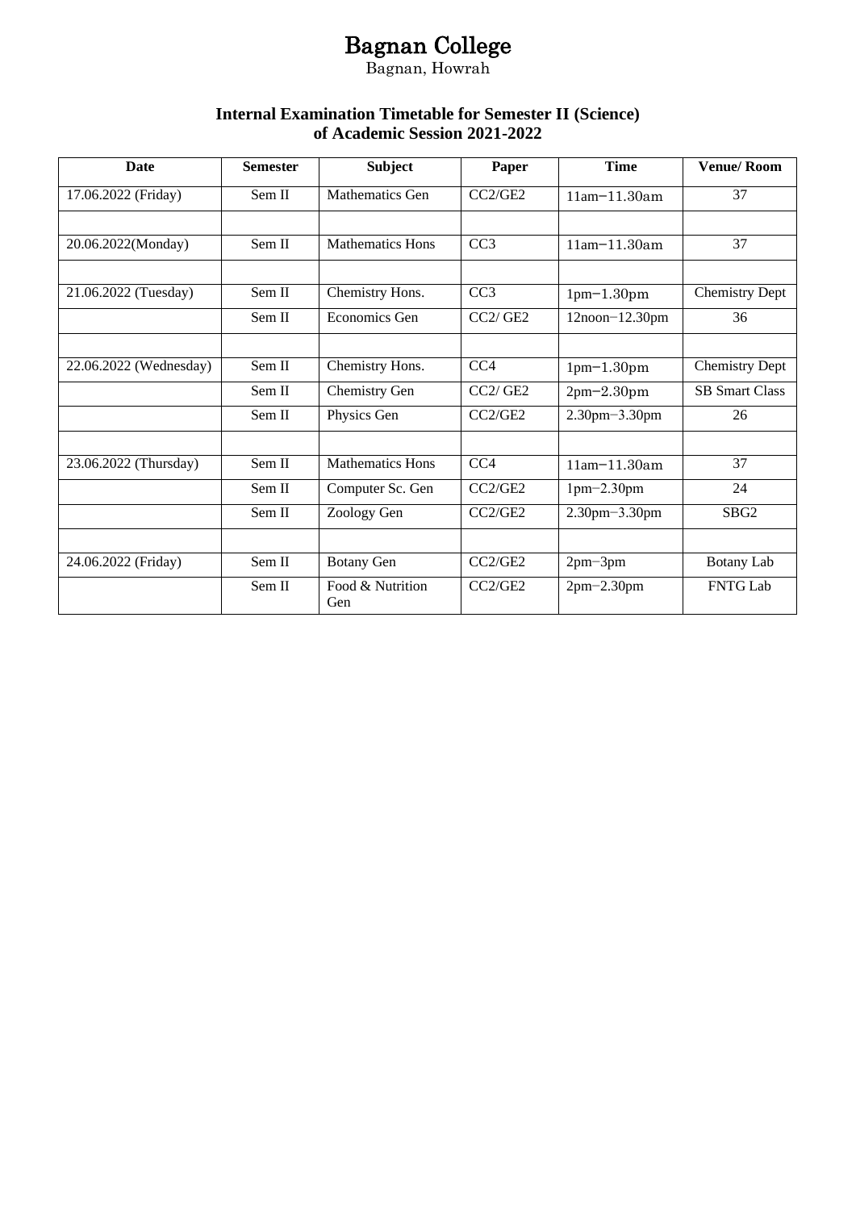# Bagnan College

Bagnan, Howrah

**Internal Examination Timetable for Semester II (Science) of Academic Session 2021-2022**

| Date | Semester | Subject | Paper | Time | Venue/ Room |
|---|---|---|---|---|---|
| 17.06.2022 (Friday) | Sem II | Mathematics Gen | CC2/GE2 | 11am−11.30am | 37 |
| | | | | | |
| 20.06.2022(Monday) | Sem II | Mathematics Hons | CC3 | 11am−11.30am | 37 |
| | | | | | |
| 21.06.2022 (Tuesday) | Sem II | Chemistry Hons. | CC3 | 1pm−1.30pm | Chemistry Dept |
| | Sem II | Economics Gen | CC2/ GE2 | 12noon−12.30pm | 36 |
| | | | | | |
| 22.06.2022 (Wednesday) | Sem II | Chemistry Hons. | CC4 | 1pm−1.30pm | Chemistry Dept |
| | Sem II | Chemistry Gen | CC2/ GE2 | 2pm−2.30pm | SB Smart Class |
| | Sem II | Physics Gen | CC2/GE2 | 2.30pm−3.30pm | 26 |
| | | | | | |
| 23.06.2022 (Thursday) | Sem II | Mathematics Hons | CC4 | 11am−11.30am | 37 |
| | Sem II | Computer Sc. Gen | CC2/GE2 | 1pm−2.30pm | 24 |
| | Sem II | Zoology Gen | CC2/GE2 | 2.30pm−3.30pm | SBG2 |
| | | | | | |
| 24.06.2022 (Friday) | Sem II | Botany Gen | CC2/GE2 | 2pm−3pm | Botany Lab |
| | Sem II | Food & Nutrition Gen | CC2/GE2 | 2pm−2.30pm | FNTG Lab |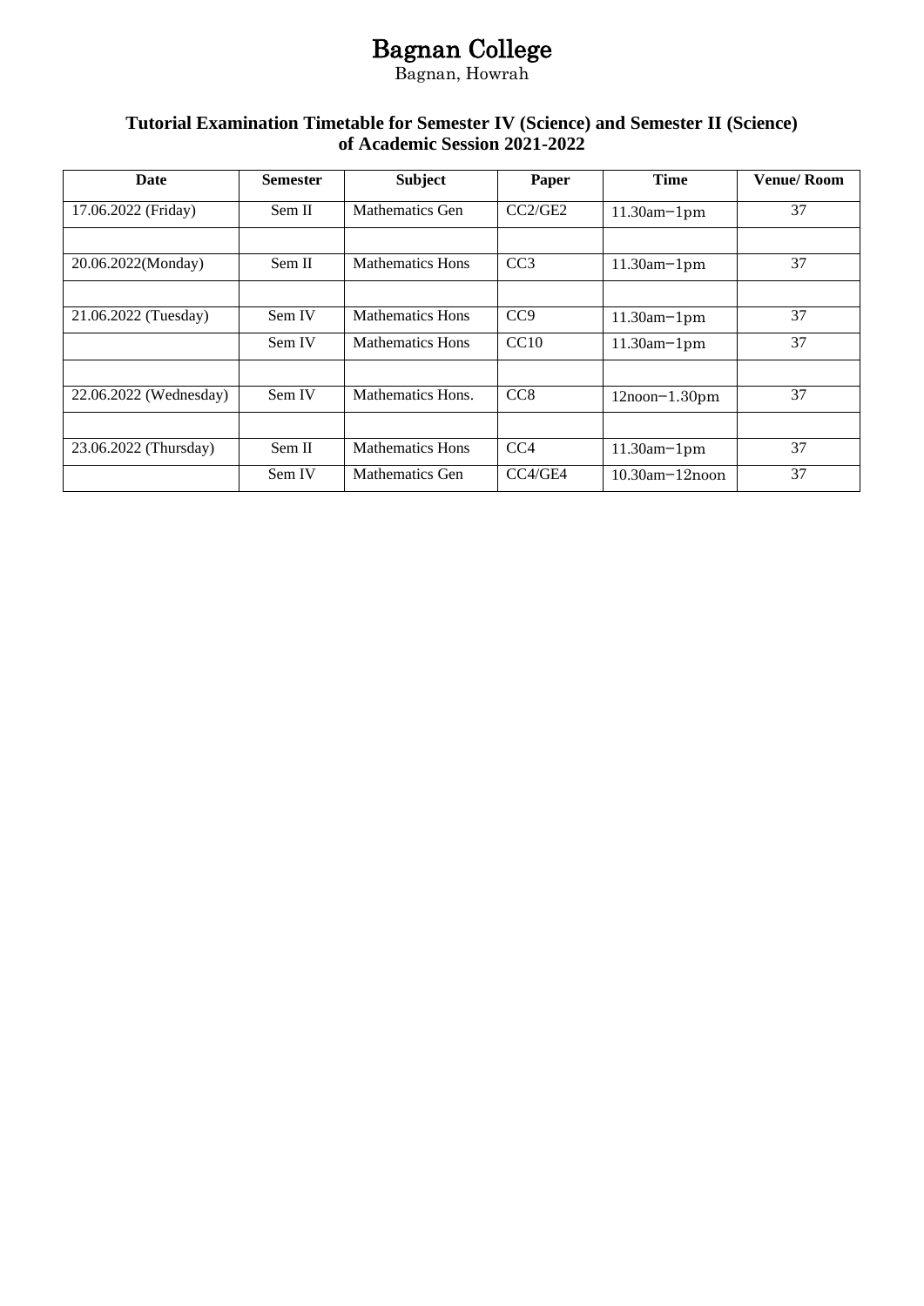# Bagnan College

Bagnan, Howrah

### Tutorial Examination Timetable for Semester IV (Science) and Semester II (Science) of Academic Session 2021-2022

| Date | Semester | Subject | Paper | Time | Venue/ Room |
|---|---|---|---|---|---|
| 17.06.2022 (Friday) | Sem II | Mathematics Gen | CC2/GE2 | 11.30am−1pm | 37 |
| | | | | | |
| 20.06.2022(Monday) | Sem II | Mathematics Hons | CC3 | 11.30am−1pm | 37 |
| | | | | | |
| 21.06.2022 (Tuesday) | Sem IV | Mathematics Hons | CC9 | 11.30am−1pm | 37 |
| | Sem IV | Mathematics Hons | CC10 | 11.30am−1pm | 37 |
| | | | | | |
| 22.06.2022 (Wednesday) | Sem IV | Mathematics Hons. | CC8 | 12noon−1.30pm | 37 |
| | | | | | |
| 23.06.2022 (Thursday) | Sem II | Mathematics Hons | CC4 | 11.30am−1pm | 37 |
| | Sem IV | Mathematics Gen | CC4/GE4 | 10.30am−12noon | 37 |